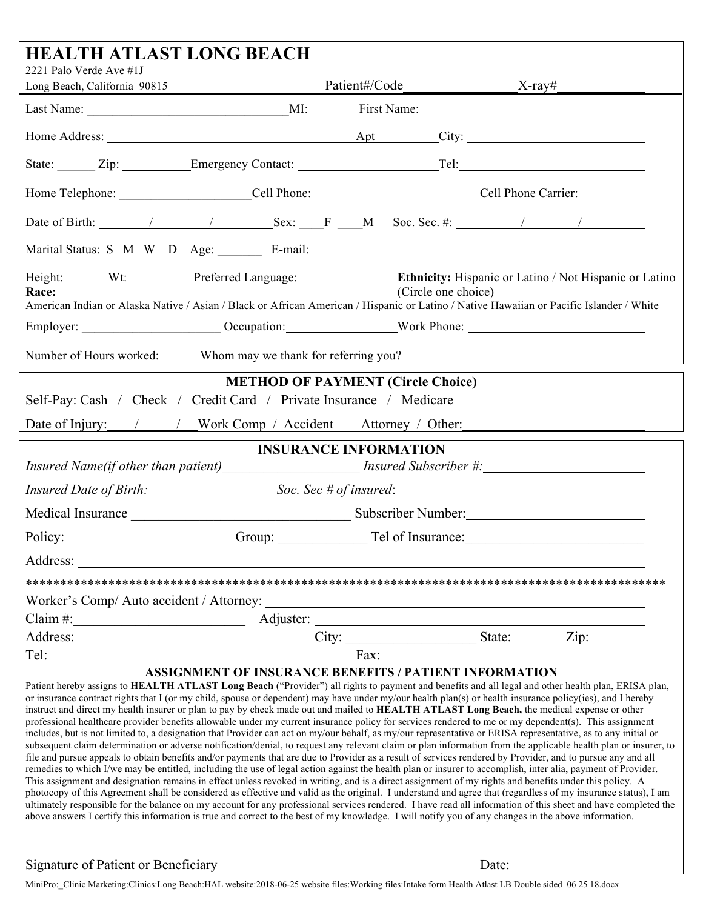# HEALTH ATLAST LONG BEACH

2221 Palo Verde Ave #1J
Long Beach, California 90815 Patient#/Code________________ X-ray#_____________

Last Name: ________________________________ MI:_______ First Name: ____________________________________

Home Address: ________________________________________ Apt __________ City: ____________________________

State: ______ Zip: __________ Emergency Contact: ______________________ Tel: ______________________________

Home Telephone: ____________________ Cell Phone: __________________________ Cell Phone Carrier: __________

Date of Birth: ________/________/_________ Sex: ____F ____M Soc. Sec. #: __________/________/__________

Marital Status: S M W D Age: _______ E-mail: ____________________________________________________

Height: _______ Wt: __________ Preferred Language: ________________ **Ethnicity:** Hispanic or Latino / Not Hispanic or Latino (Circle one choice)

**Race:**
American Indian or Alaska Native / Asian / Black or African American / Hispanic or Latino / Native Hawaiian or Pacific Islander / White

Employer: ______________________ Occupation: _________________ Work Phone: ___________________________

Number of Hours worked: ______ Whom may we thank for referring you? _______________________________________

## METHOD OF PAYMENT (Circle Choice)

Self-Pay: Cash / Check / Credit Card / Private Insurance / Medicare

Date of Injury: ____/______/____ Work Comp / Accident Attorney / Other: ___________________________

## INSURANCE INFORMATION

*Insured Name(if other than patient)* ___________________ *Insured Subscriber #:* ________________________

*Insured Date of Birth:* __________________ *Soc. Sec # of insured*: __________________________________________

Medical Insurance ________________________________ Subscriber Number: _________________________

Policy: ________________________ Group: _____________ Tel of Insurance: __________________________

Address: ________________________________________________________________________________

****************************************************************************************************

Worker's Comp/ Auto accident / Attorney: _____________________________________________________

Claim #: ________________________ Adjuster: ___________________________________________________

Address: __________________________________ City: __________________ State: _______ Zip: ________

Tel: ____________________________________________ Fax: __________________________________________

## ASSIGNMENT OF INSURANCE BENEFITS / PATIENT INFORMATION

Patient hereby assigns to **HEALTH ATLAST Long Beach** ("Provider") all rights to payment and benefits and all legal and other health plan, ERISA plan, or insurance contract rights that I (or my child, spouse or dependent) may have under my/our health plan(s) or health insurance policy(ies), and I hereby instruct and direct my health insurer or plan to pay by check made out and mailed to **HEALTH ATLAST Long Beach,** the medical expense or other professional healthcare provider benefits allowable under my current insurance policy for services rendered to me or my dependent(s). This assignment includes, but is not limited to, a designation that Provider can act on my/our behalf, as my/our representative or ERISA representative, as to any initial or subsequent claim determination or adverse notification/denial, to request any relevant claim or plan information from the applicable health plan or insurer, to file and pursue appeals to obtain benefits and/or payments that are due to Provider as a result of services rendered by Provider, and to pursue any and all remedies to which I/we may be entitled, including the use of legal action against the health plan or insurer to accomplish, inter alia, payment of Provider. This assignment and designation remains in effect unless revoked in writing, and is a direct assignment of my rights and benefits under this policy. A photocopy of this Agreement shall be considered as effective and valid as the original. I understand and agree that (regardless of my insurance status), I am ultimately responsible for the balance on my account for any professional services rendered. I have read all information of this sheet and have completed the above answers I certify this information is true and correct to the best of my knowledge. I will notify you of any changes in the above information.

Signature of Patient or Beneficiary ______________________________________ Date: ___________________

MiniPro:_Clinic Marketing:Clinics:Long Beach:HAL website:2018-06-25 website files:Working files:Intake form Health Atlast LB Double sided 06 25 18.docx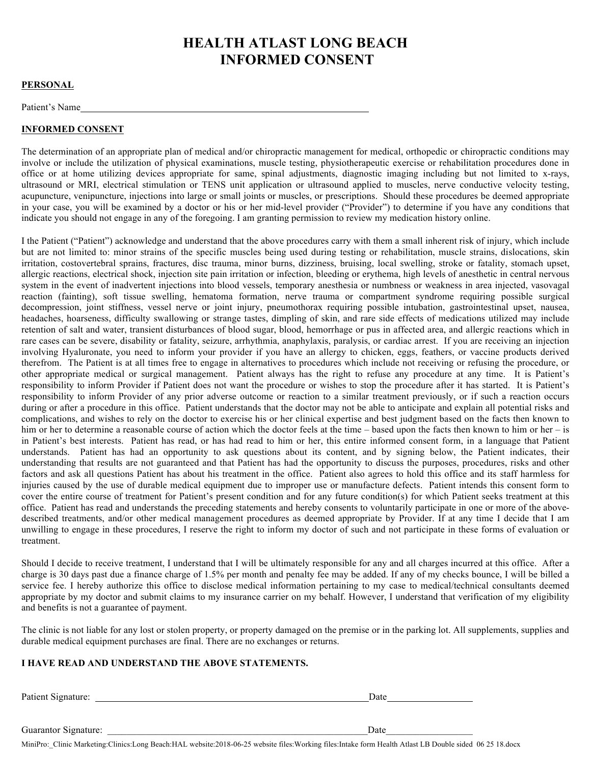# HEALTH ATLAST LONG BEACH
# INFORMED CONSENT

**PERSONAL**

Patient's Name\_\_\_\_\_\_\_\_\_\_\_\_\_\_\_\_\_\_\_\_\_\_\_\_\_\_\_\_\_\_\_\_\_\_\_\_\_\_\_\_\_\_\_\_\_\_\_\_\_\_\_\_\_\_\_\_

**INFORMED CONSENT**

The determination of an appropriate plan of medical and/or chiropractic management for medical, orthopedic or chiropractic conditions may involve or include the utilization of physical examinations, muscle testing, physiotherapeutic exercise or rehabilitation procedures done in office or at home utilizing devices appropriate for same, spinal adjustments, diagnostic imaging including but not limited to x-rays, ultrasound or MRI, electrical stimulation or TENS unit application or ultrasound applied to muscles, nerve conductive velocity testing, acupuncture, venipuncture, injections into large or small joints or muscles, or prescriptions. Should these procedures be deemed appropriate in your case, you will be examined by a doctor or his or her mid-level provider ("Provider") to determine if you have any conditions that indicate you should not engage in any of the foregoing. I am granting permission to review my medication history online.

I the Patient ("Patient") acknowledge and understand that the above procedures carry with them a small inherent risk of injury, which include but are not limited to: minor strains of the specific muscles being used during testing or rehabilitation, muscle strains, dislocations, skin irritation, costovertebral sprains, fractures, disc trauma, minor burns, dizziness, bruising, local swelling, stroke or fatality, stomach upset, allergic reactions, electrical shock, injection site pain irritation or infection, bleeding or erythema, high levels of anesthetic in central nervous system in the event of inadvertent injections into blood vessels, temporary anesthesia or numbness or weakness in area injected, vasovagal reaction (fainting), soft tissue swelling, hematoma formation, nerve trauma or compartment syndrome requiring possible surgical decompression, joint stiffness, vessel nerve or joint injury, pneumothorax requiring possible intubation, gastrointestinal upset, nausea, headaches, hoarseness, difficulty swallowing or strange tastes, dimpling of skin, and rare side effects of medications utilized may include retention of salt and water, transient disturbances of blood sugar, blood, hemorrhage or pus in affected area, and allergic reactions which in rare cases can be severe, disability or fatality, seizure, arrhythmia, anaphylaxis, paralysis, or cardiac arrest. If you are receiving an injection involving Hyaluronate, you need to inform your provider if you have an allergy to chicken, eggs, feathers, or vaccine products derived therefrom. The Patient is at all times free to engage in alternatives to procedures which include not receiving or refusing the procedure, or other appropriate medical or surgical management. Patient always has the right to refuse any procedure at any time. It is Patient's responsibility to inform Provider if Patient does not want the procedure or wishes to stop the procedure after it has started. It is Patient's responsibility to inform Provider of any prior adverse outcome or reaction to a similar treatment previously, or if such a reaction occurs during or after a procedure in this office. Patient understands that the doctor may not be able to anticipate and explain all potential risks and complications, and wishes to rely on the doctor to exercise his or her clinical expertise and best judgment based on the facts then known to him or her to determine a reasonable course of action which the doctor feels at the time – based upon the facts then known to him or her – is in Patient's best interests. Patient has read, or has had read to him or her, this entire informed consent form, in a language that Patient understands. Patient has had an opportunity to ask questions about its content, and by signing below, the Patient indicates, their understanding that results are not guaranteed and that Patient has had the opportunity to discuss the purposes, procedures, risks and other factors and ask all questions Patient has about his treatment in the office. Patient also agrees to hold this office and its staff harmless for injuries caused by the use of durable medical equipment due to improper use or manufacture defects. Patient intends this consent form to cover the entire course of treatment for Patient's present condition and for any future condition(s) for which Patient seeks treatment at this office. Patient has read and understands the preceding statements and hereby consents to voluntarily participate in one or more of the above-described treatments, and/or other medical management procedures as deemed appropriate by Provider. If at any time I decide that I am unwilling to engage in these procedures, I reserve the right to inform my doctor of such and not participate in these forms of evaluation or treatment.

Should I decide to receive treatment, I understand that I will be ultimately responsible for any and all charges incurred at this office. After a charge is 30 days past due a finance charge of 1.5% per month and penalty fee may be added. If any of my checks bounce, I will be billed a service fee. I hereby authorize this office to disclose medical information pertaining to my case to medical/technical consultants deemed appropriate by my doctor and submit claims to my insurance carrier on my behalf. However, I understand that verification of my eligibility and benefits is not a guarantee of payment.

The clinic is not liable for any lost or stolen property, or property damaged on the premise or in the parking lot. All supplements, supplies and durable medical equipment purchases are final. There are no exchanges or returns.

**I HAVE READ AND UNDERSTAND THE ABOVE STATEMENTS.**

Patient Signature: \_\_\_\_\_\_\_\_\_\_\_\_\_\_\_\_\_\_\_\_\_\_\_\_\_\_\_\_\_\_\_\_\_\_\_\_\_\_\_\_\_\_\_\_\_\_\_\_ Date\_\_\_\_\_\_\_\_\_\_\_\_\_\_\_\_

Guarantor Signature: \_\_\_\_\_\_\_\_\_\_\_\_\_\_\_\_\_\_\_\_\_\_\_\_\_\_\_\_\_\_\_\_\_\_\_\_\_\_\_\_\_\_\_\_\_\_\_\_ Date\_\_\_\_\_\_\_\_\_\_\_\_\_\_\_\_

MiniPro:\_Clinic Marketing:Clinics:Long Beach:HAL website:2018-06-25 website files:Working files:Intake form Health Atlast LB Double sided 06 25 18.docx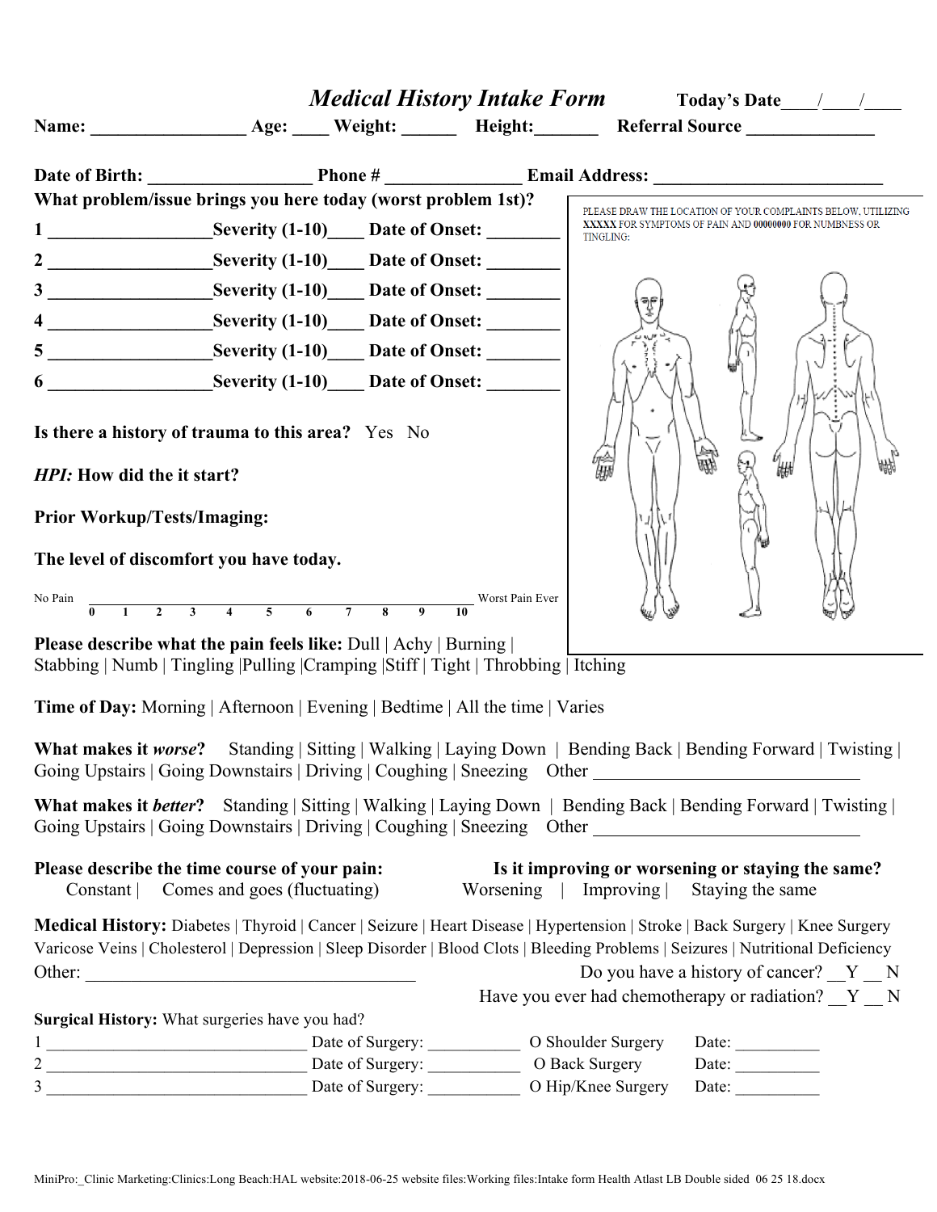# *Medical History Intake Form*

**Today's Date**\_\_\_\_/\_\_\_\_/\_\_\_\_

**Name:** \_\_\_\_\_\_\_\_\_\_\_\_\_\_\_\_\_ **Age:** \_\_\_\_ **Weight:** \_\_\_\_\_\_ **Height:**\_\_\_\_\_\_\_ **Referral Source** \_\_\_\_\_\_\_\_\_\_\_\_\_\_

**Date of Birth:** \_\_\_\_\_\_\_\_\_\_\_\_\_\_\_\_\_\_ **Phone #** \_\_\_\_\_\_\_\_\_\_\_\_\_\_\_ **Email Address:** \_\_\_\_\_\_\_\_\_\_\_\_\_\_\_\_\_\_\_\_\_\_\_\_\_\_

**What problem/issue brings you here today (worst problem 1st)?**

**1** \_\_\_\_\_\_\_\_\_\_\_\_\_\_\_\_\_\_**Severity (1-10)**\_\_\_\_ **Date of Onset:** \_\_\_\_\_\_\_\_

**2** \_\_\_\_\_\_\_\_\_\_\_\_\_\_\_\_\_\_**Severity (1-10)**\_\_\_\_ **Date of Onset:** \_\_\_\_\_\_\_\_

**3** \_\_\_\_\_\_\_\_\_\_\_\_\_\_\_\_\_\_**Severity (1-10)**\_\_\_\_ **Date of Onset:** \_\_\_\_\_\_\_\_

**4** \_\_\_\_\_\_\_\_\_\_\_\_\_\_\_\_\_\_**Severity (1-10)**\_\_\_\_ **Date of Onset:** \_\_\_\_\_\_\_\_

**5** \_\_\_\_\_\_\_\_\_\_\_\_\_\_\_\_\_\_**Severity (1-10)**\_\_\_\_ **Date of Onset:** \_\_\_\_\_\_\_\_

**6** \_\_\_\_\_\_\_\_\_\_\_\_\_\_\_\_\_\_**Severity (1-10)**\_\_\_\_ **Date of Onset:** \_\_\_\_\_\_\_\_

PLEASE DRAW THE LOCATION OF YOUR COMPLAINTS BELOW, UTILIZING **XXXXX** FOR SYMPTOMS OF PAIN AND **00000000** FOR NUMBNESS OR TINGLING:

**Is there a history of trauma to this area?** Yes No

***HPI:*** **How did the it start?**

**Prior Workup/Tests/Imaging:**

**The level of discomfort you have today.**

No Pain \_\_\_\_\_\_\_\_\_\_\_\_\_\_\_\_\_\_\_\_\_\_\_\_\_\_\_\_\_\_\_\_\_\_\_\_\_\_\_\_\_\_ Worst Pain Ever

0 1 2 3 4 5 6 7 8 9 10

**Please describe what the pain feels like:** Dull | Achy | Burning | Stabbing | Numb | Tingling |Pulling |Cramping |Stiff | Tight | Throbbing | Itching

**Time of Day:** Morning | Afternoon | Evening | Bedtime | All the time | Varies

**What makes it *worse*?** Standing | Sitting | Walking | Laying Down | Bending Back | Bending Forward | Twisting | Going Upstairs | Going Downstairs | Driving | Coughing | Sneezing Other \_\_\_\_\_\_\_\_\_\_\_\_\_\_\_\_\_\_\_\_\_\_\_\_\_\_\_\_\_\_\_

**What makes it *better*?** Standing | Sitting | Walking | Laying Down | Bending Back | Bending Forward | Twisting | Going Upstairs | Going Downstairs | Driving | Coughing | Sneezing Other \_\_\_\_\_\_\_\_\_\_\_\_\_\_\_\_\_\_\_\_\_\_\_\_\_\_\_\_\_\_\_

**Please describe the time course of your pain:**
Constant | Comes and goes (fluctuating)

**Is it improving or worsening or staying the same?**
Worsening | Improving | Staying the same

**Medical History:** Diabetes | Thyroid | Cancer | Seizure | Heart Disease | Hypertension | Stroke | Back Surgery | Knee Surgery Varicose Veins | Cholesterol | Depression | Sleep Disorder | Blood Clots | Bleeding Problems | Seizures | Nutritional Deficiency

Other: \_\_\_\_\_\_\_\_\_\_\_\_\_\_\_\_\_\_\_\_\_\_\_\_\_\_\_\_\_\_\_\_\_\_\_\_\_\_

Do you have a history of cancer? \_\_Y \_\_ N

Have you ever had chemotherapy or radiation? \_\_Y \_\_ N

**Surgical History:** What surgeries have you had?

1 \_\_\_\_\_\_\_\_\_\_\_\_\_\_\_\_\_\_\_\_\_\_\_\_\_\_\_\_\_\_\_\_ Date of Surgery: \_\_\_\_\_\_\_\_\_\_\_ O Shoulder Surgery Date: \_\_\_\_\_\_\_\_\_\_

2 \_\_\_\_\_\_\_\_\_\_\_\_\_\_\_\_\_\_\_\_\_\_\_\_\_\_\_\_\_\_\_\_ Date of Surgery: \_\_\_\_\_\_\_\_\_\_\_ O Back Surgery Date: \_\_\_\_\_\_\_\_\_\_

3 \_\_\_\_\_\_\_\_\_\_\_\_\_\_\_\_\_\_\_\_\_\_\_\_\_\_\_\_\_\_\_\_ Date of Surgery: \_\_\_\_\_\_\_\_\_\_\_ O Hip/Knee Surgery Date: \_\_\_\_\_\_\_\_\_\_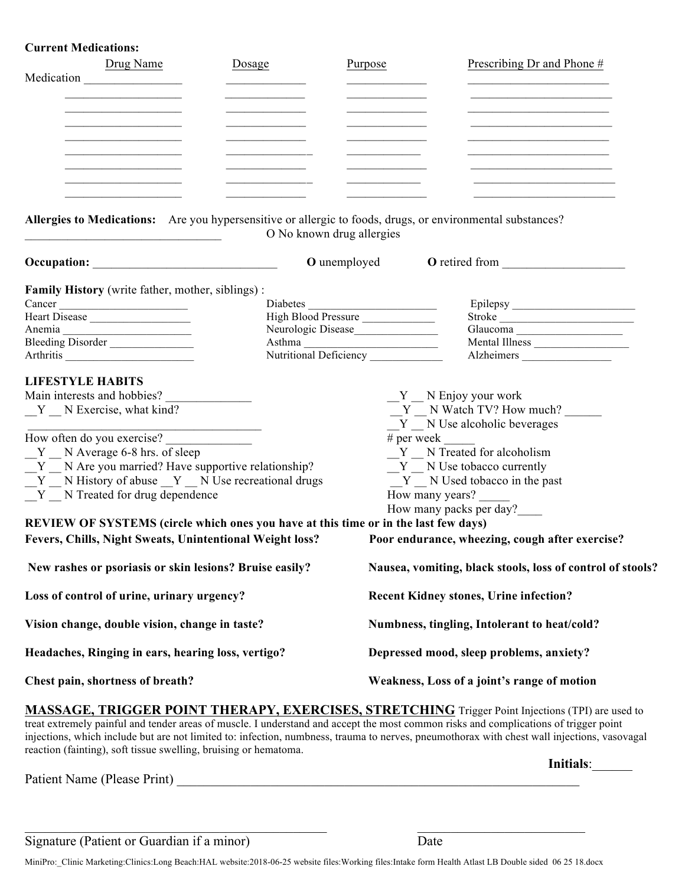**Current Medications:**

| | Drug Name | Dosage | Purpose | Prescribing Dr and Phone # |
|---|---|---|---|---|
| Medication | ________________ | ______________ | ______________ | ________________________ |
| | ________________ | ______________ | ______________ | ________________________ |
| | ________________ | ______________ | ______________ | ________________________ |
| | ________________ | ______________ | ______________ | ________________________ |
| | ________________ | ______________ | ______________ | ________________________ |
| | ________________ | ______________ | ______________ | ________________________ |
| | ________________ | ______________ | ______________ | ________________________ |
| | ________________ | ______________ | ______________ | ________________________ |
| | ________________ | ______________ | ______________ | ________________________ |

**Allergies to Medications:** Are you hypersensitive or allergic to foods, drugs, or environmental substances?
_________________________________ O No known drug allergies

**Occupation:** ______________________________ **O** unemployed **O** retired from ____________________

**Family History** (write father, mother, siblings) :

Cancer _______________________
Heart Disease __________________
Anemia _______________________
Bleeding Disorder _______________
Arthritis _______________________
Diabetes _______________________
High Blood Pressure _____________
Neurologic Disease_______________
Asthma ________________________
Nutritional Deficiency _____________
Epilepsy ______________________
Stroke ________________________
Glaucoma ____________________
Mental Illness _________________
Alzheimers ________________

**LIFESTYLE HABITS**

Main interests and hobbies? ______________
__Y __ N Exercise, what kind?
_______________________________________
How often do you exercise? ______________
__Y __ N Average 6-8 hrs. of sleep
__Y __ N Are you married? Have supportive relationship?
__Y __ N History of abuse __Y __ N Use recreational drugs
__Y __ N Treated for drug dependence

__Y __ N Enjoy your work
__Y __ N Watch TV? How much? ______
__Y __ N Use alcoholic beverages
# per week _____
__Y __ N Treated for alcoholism
__Y __ N Use tobacco currently
__Y __ N Used tobacco in the past
How many years? _____
How many packs per day?____

**REVIEW OF SYSTEMS (circle which ones you have at this time or in the last few days)**

**Fevers, Chills, Night Sweats, Unintentional Weight loss?**

**New rashes or psoriasis or skin lesions? Bruise easily?**

**Loss of control of urine, urinary urgency?**

**Vision change, double vision, change in taste?**

**Headaches, Ringing in ears, hearing loss, vertigo?**

**Chest pain, shortness of breath?**

**Poor endurance, wheezing, cough after exercise?**

**Nausea, vomiting, black stools, loss of control of stools?**

**Recent Kidney stones, Urine infection?**

**Numbness, tingling, Intolerant to heat/cold?**

**Depressed mood, sleep problems, anxiety?**

**Weakness, Loss of a joint's range of motion**

**MASSAGE, TRIGGER POINT THERAPY, EXERCISES, STRETCHING** Trigger Point Injections (TPI) are used to treat extremely painful and tender areas of muscle. I understand and accept the most common risks and complications of trigger point injections, which include but are not limited to: infection, numbness, trauma to nerves, pneumothorax with chest wall injections, vasovagal reaction (fainting), soft tissue swelling, bruising or hematoma.

**Initials**:______

Patient Name (Please Print) _______________________________________________________________

_____________________________________________ __________________________
Signature (Patient or Guardian if a minor) Date

MiniPro:_Clinic Marketing:Clinics:Long Beach:HAL website:2018-06-25 website files:Working files:Intake form Health Atlast LB Double sided 06 25 18.docx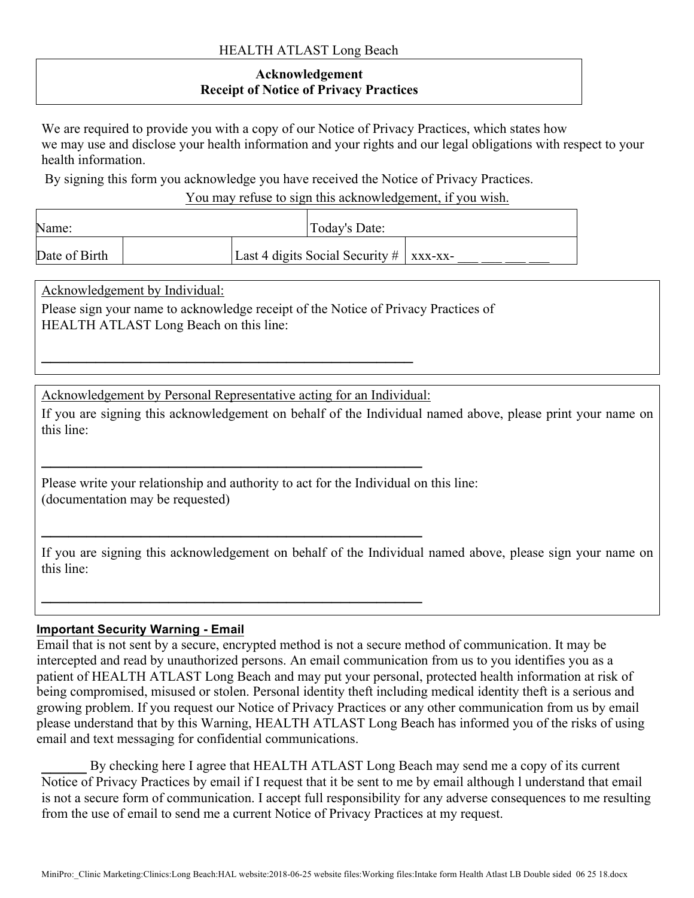HEALTH ATLAST Long Beach

## Acknowledgement
## Receipt of Notice of Privacy Practices

We are required to provide you with a copy of our Notice of Privacy Practices, which states how we may use and disclose your health information and your rights and our legal obligations with respect to your health information.

By signing this form you acknowledge you have received the Notice of Privacy Practices.

<u>You may refuse to sign this acknowledgement, if you wish.</u>

| Name: | | Today's Date: | |
|---|---|---|---|
| Date of Birth | | Last 4 digits Social Security # | xxx-xx- ___ ___ ___ ___ |

<u>Acknowledgement by Individual:</u>

Please sign your name to acknowledge receipt of the Notice of Privacy Practices of HEALTH ATLAST Long Beach on this line:

_______________________________________________

<u>Acknowledgement by Personal Representative acting for an Individual:</u>

If you are signing this acknowledgement on behalf of the Individual named above, please print your name on this line:

_______________________________________________

Please write your relationship and authority to act for the Individual on this line:
(documentation may be requested)

_______________________________________________

If you are signing this acknowledgement on behalf of the Individual named above, please sign your name on this line:

_______________________________________________

**Important Security Warning - Email**

Email that is not sent by a secure, encrypted method is not a secure method of communication. It may be intercepted and read by unauthorized persons. An email communication from us to you identifies you as a patient of HEALTH ATLAST Long Beach and may put your personal, protected health information at risk of being compromised, misused or stolen. Personal identity theft including medical identity theft is a serious and growing problem. If you request our Notice of Privacy Practices or any other communication from us by email please understand that by this Warning, HEALTH ATLAST Long Beach has informed you of the risks of using email and text messaging for confidential communications.

______ By checking here I agree that HEALTH ATLAST Long Beach may send me a copy of its current Notice of Privacy Practices by email if I request that it be sent to me by email although l understand that email is not a secure form of communication. I accept full responsibility for any adverse consequences to me resulting from the use of email to send me a current Notice of Privacy Practices at my request.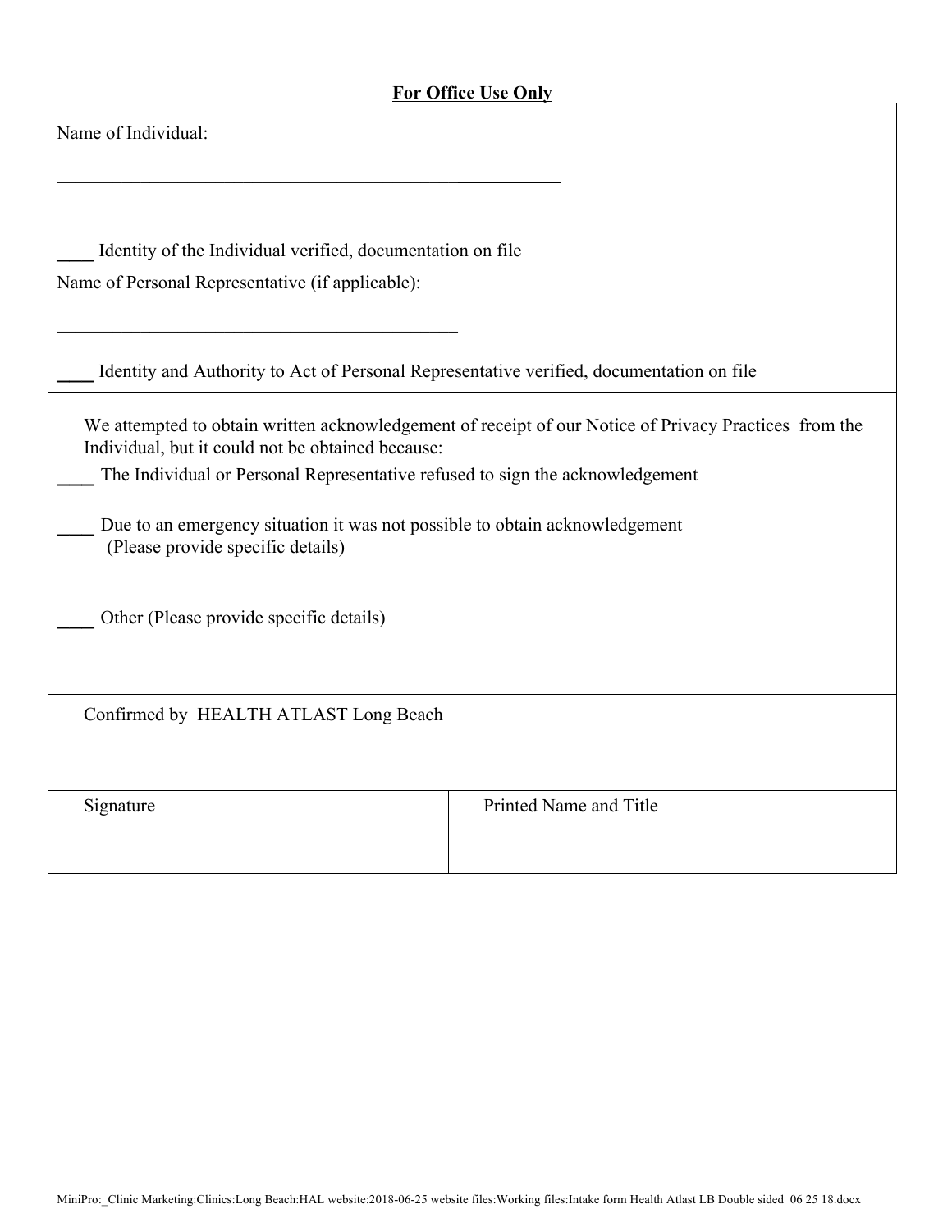**For Office Use Only**

Name of Individual:

_______________________________________________________

____ Identity of the Individual verified, documentation on file

Name of Personal Representative (if applicable):

___________________________________________

____ Identity and Authority to Act of Personal Representative verified, documentation on file

---

We attempted to obtain written acknowledgement of receipt of our Notice of Privacy Practices from the Individual, but it could not be obtained because:

____ The Individual or Personal Representative refused to sign the acknowledgement

____ Due to an emergency situation it was not possible to obtain acknowledgement (Please provide specific details)

____ Other (Please provide specific details)

---

Confirmed by HEALTH ATLAST Long Beach

| Signature | Printed Name and Title |
|---|---|
| | |

MiniPro:_Clinic Marketing:Clinics:Long Beach:HAL website:2018-06-25 website files:Working files:Intake form Health Atlast LB Double sided 06 25 18.docx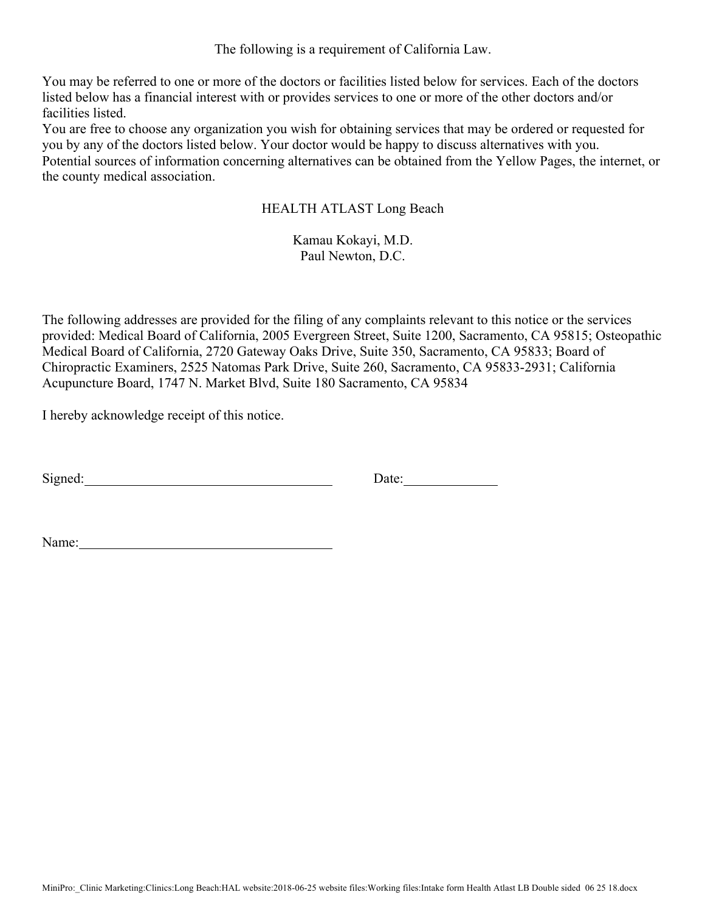The following is a requirement of California Law.

You may be referred to one or more of the doctors or facilities listed below for services. Each of the doctors listed below has a financial interest with or provides services to one or more of the other doctors and/or facilities listed.
You are free to choose any organization you wish for obtaining services that may be ordered or requested for you by any of the doctors listed below. Your doctor would be happy to discuss alternatives with you.
Potential sources of information concerning alternatives can be obtained from the Yellow Pages, the internet, or the county medical association.

HEALTH ATLAST Long Beach

Kamau Kokayi, M.D.
Paul Newton, D.C.

The following addresses are provided for the filing of any complaints relevant to this notice or the services provided: Medical Board of California, 2005 Evergreen Street, Suite 1200, Sacramento, CA 95815; Osteopathic Medical Board of California, 2720 Gateway Oaks Drive, Suite 350, Sacramento, CA 95833; Board of Chiropractic Examiners, 2525 Natomas Park Drive, Suite 260, Sacramento, CA 95833-2931; California Acupuncture Board, 1747 N. Market Blvd, Suite 180 Sacramento, CA 95834

I hereby acknowledge receipt of this notice.

Signed:_______________________________ Date:____________

Name:_______________________________

MiniPro:_Clinic Marketing:Clinics:Long Beach:HAL website:2018-06-25 website files:Working files:Intake form Health Atlast LB Double sided 06 25 18.docx